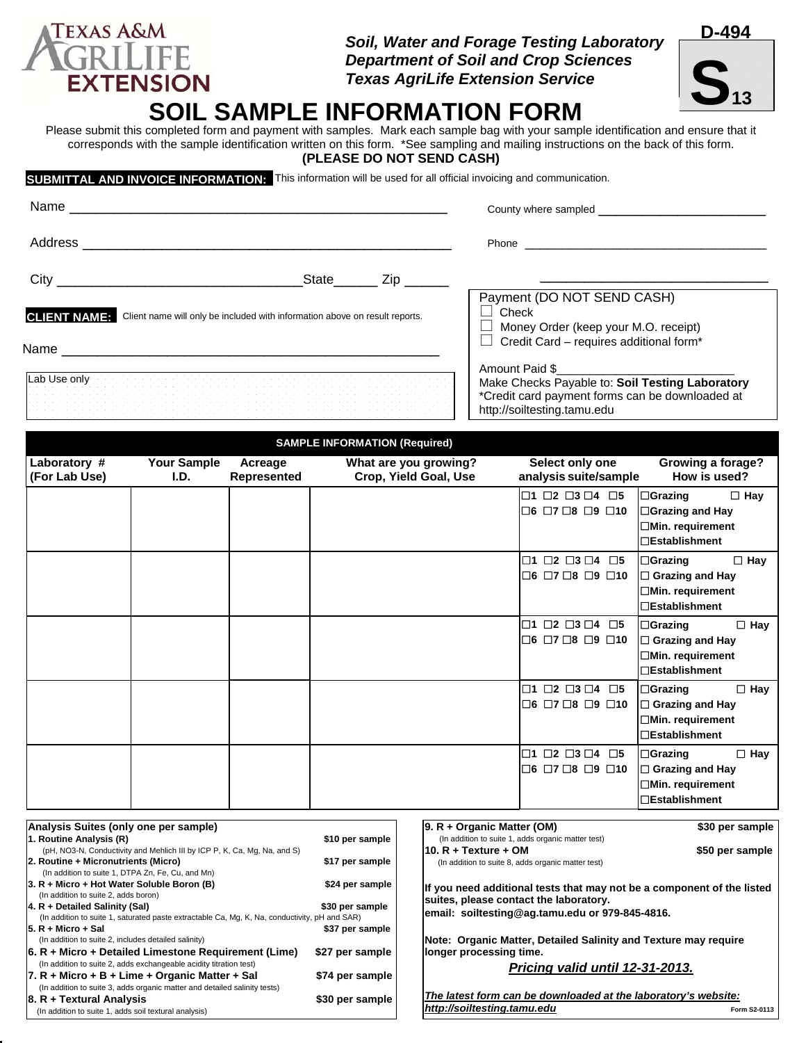Texas A&M AgriLife Extension

*Soil, Water and Forage Testing Laboratory*
*Department of Soil and Crop Sciences*
*Texas AgriLife Extension Service*

D-494

**S13**

# SOIL SAMPLE INFORMATION FORM

Please submit this completed form and payment with samples. Mark each sample bag with your sample identification and ensure that it corresponds with the sample identification written on this form. *See sampling and mailing instructions on the back of this form.

**(PLEASE DO NOT SEND CASH)**

**SUBMITTAL AND INVOICE INFORMATION:** This information will be used for all official invoicing and communication.

Name ______________________________________________

County where sampled ________________________

Address ____________________________________________

Phone ____________________________________

City ______________________________State______ Zip ______

______________________________

**CLIENT NAME:** Client name will only be included with information above on result reports.

Name ______________________________________________

Lab Use only

Payment (DO NOT SEND CASH)

- ☐ Check
- ☐ Money Order (keep your M.O. receipt)
- ☐ Credit Card – requires additional form*

Amount Paid $________________________

Make Checks Payable to: **Soil Testing Laboratory**

*Credit card payment forms can be downloaded at http://soiltesting.tamu.edu

**SAMPLE INFORMATION (Required)**

| Laboratory # (For Lab Use) | Your Sample I.D. | Acreage Represented | What are you growing? Crop, Yield Goal, Use | Select only one analysis suite/sample | Growing a forage? How is used? |
|---|---|---|---|---|---|
| | | | | ☐1 ☐2 ☐3 ☐4 ☐5 ☐6 ☐7 ☐8 ☐9 ☐10 | ☐Grazing ☐Hay ☐Grazing and Hay ☐Min. requirement ☐Establishment |
| | | | | ☐1 ☐2 ☐3 ☐4 ☐5 ☐6 ☐7 ☐8 ☐9 ☐10 | ☐Grazing ☐Hay ☐Grazing and Hay ☐Min. requirement ☐Establishment |
| | | | | ☐1 ☐2 ☐3 ☐4 ☐5 ☐6 ☐7 ☐8 ☐9 ☐10 | ☐Grazing ☐Hay ☐Grazing and Hay ☐Min. requirement ☐Establishment |
| | | | | ☐1 ☐2 ☐3 ☐4 ☐5 ☐6 ☐7 ☐8 ☐9 ☐10 | ☐Grazing ☐Hay ☐Grazing and Hay ☐Min. requirement ☐Establishment |
| | | | | ☐1 ☐2 ☐3 ☐4 ☐5 ☐6 ☐7 ☐8 ☐9 ☐10 | ☐Grazing ☐Hay ☐Grazing and Hay ☐Min. requirement ☐Establishment |

**Analysis Suites (only one per sample)**

| Suite | Price |
|---|---|
| **1. Routine Analysis (R)** (pH, NO3-N, Conductivity and Mehlich III by ICP P, K, Ca, Mg, Na, and S) | **$10 per sample** |
| **2. Routine + Micronutrients (Micro)** (In addition to suite 1, DTPA Zn, Fe, Cu, and Mn) | **$17 per sample** |
| **3. R + Micro + Hot Water Soluble Boron (B)** (In addition to suite 2, adds boron) | **$24 per sample** |
| **4. R + Detailed Salinity (Sal)** (In addition to suite 1, saturated paste extractable Ca, Mg, K, Na, conductivity, pH and SAR) | **$30 per sample** |
| **5. R + Micro + Sal** (In addition to suite 2, includes detailed salinity) | **$37 per sample** |
| **6. R + Micro + Detailed Limestone Requirement (Lime)** (In addition to suite 2, adds exchangeable acidity titration test) | **$27 per sample** |
| **7. R + Micro + B + Lime + Organic Matter + Sal** (In addition to suite 3, adds organic matter and detailed salinity tests) | **$74 per sample** |
| **8. R + Textural Analysis** (In addition to suite 1, adds soil textural analysis) | **$30 per sample** |
| **9. R + Organic Matter (OM)** (In addition to suite 1, adds organic matter test) | **$30 per sample** |
| **10. R + Texture + OM** (In addition to suite 8, adds organic matter test) | **$50 per sample** |

**If you need additional tests that may not be a component of the listed suites, please contact the laboratory.**
**email: soiltesting@ag.tamu.edu or 979-845-4816.**

**Note: Organic Matter, Detailed Salinity and Texture may require longer processing time.**

***Pricing valid until 12-31-2013.***

***The latest form can be downloaded at the laboratory's website: http://soiltesting.tamu.edu***

Form S2-0113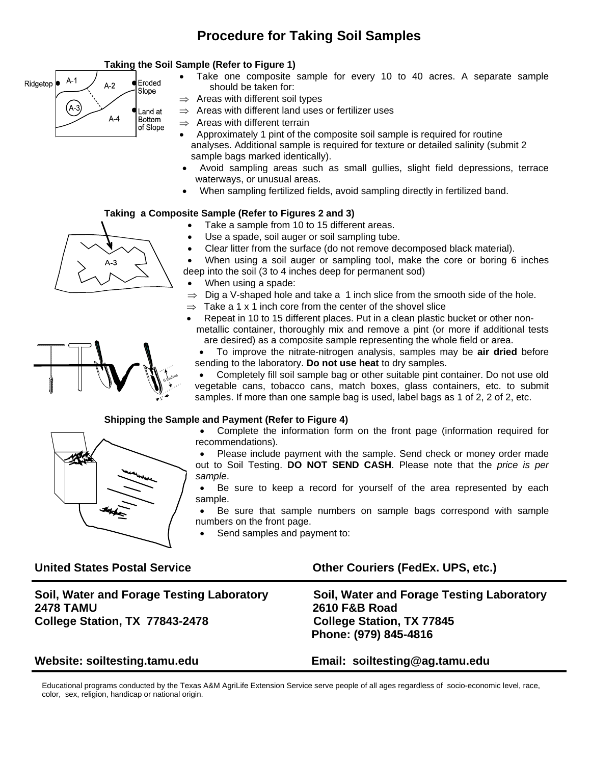# Procedure for Taking Soil Samples

### Taking the Soil Sample (Refer to Figure 1)

Ridgetop
A-1
A-2
Eroded Slope
A-3
A-4
Land at Bottom of Slope

- Take one composite sample for every 10 to 40 acres. A separate sample should be taken for:
  - ⇒ Areas with different soil types
  - ⇒ Areas with different land uses or fertilizer uses
  - ⇒ Areas with different terrain
- Approximately 1 pint of the composite soil sample is required for routine analyses. Additional sample is required for texture or detailed salinity (submit 2 sample bags marked identically).
- Avoid sampling areas such as small gullies, slight field depressions, terrace waterways, or unusual areas.
- When sampling fertilized fields, avoid sampling directly in fertilized band.

### Taking a Composite Sample (Refer to Figures 2 and 3)

A-3

- Take a sample from 10 to 15 different areas.
- Use a spade, soil auger or soil sampling tube.
- Clear litter from the surface (do not remove decomposed black material).
- When using a soil auger or sampling tool, make the core or boring 6 inches deep into the soil (3 to 4 inches deep for permanent sod)
- When using a spade:
  - ⇒ Dig a V-shaped hole and take a 1 inch slice from the smooth side of the hole.
  - ⇒ Take a 1 x 1 inch core from the center of the shovel slice
- Repeat in 10 to 15 different places. Put in a clean plastic bucket or other non-metallic container, thoroughly mix and remove a pint (or more if additional tests are desired) as a composite sample representing the whole field or area.
- To improve the nitrate-nitrogen analysis, samples may be **air dried** before sending to the laboratory. **Do not use heat** to dry samples.
- Completely fill soil sample bag or other suitable pint container. Do not use old vegetable cans, tobacco cans, match boxes, glass containers, etc. to submit samples. If more than one sample bag is used, label bags as 1 of 2, 2 of 2, etc.

6 inches
1"

### Shipping the Sample and Payment (Refer to Figure 4)

- Complete the information form on the front page (information required for recommendations).
- Please include payment with the sample. Send check or money order made out to Soil Testing. **DO NOT SEND CASH**. Please note that the *price is per sample*.
- Be sure to keep a record for yourself of the area represented by each sample.
- Be sure that sample numbers on sample bags correspond with sample numbers on the front page.
- Send samples and payment to:

| **United States Postal Service** | **Other Couriers (FedEx. UPS, etc.)** |
|---|---|
| **Soil, Water and Forage Testing Laboratory**<br>**2478 TAMU**<br>**College Station, TX 77843-2478** | **Soil, Water and Forage Testing Laboratory**<br>**2610 F&B Road**<br>**College Station, TX 77845**<br>**Phone: (979) 845-4816** |
| **Website: soiltesting.tamu.edu** | **Email: soiltesting@ag.tamu.edu** |

Educational programs conducted by the Texas A&M AgriLife Extension Service serve people of all ages regardless of socio-economic level, race, color, sex, religion, handicap or national origin.